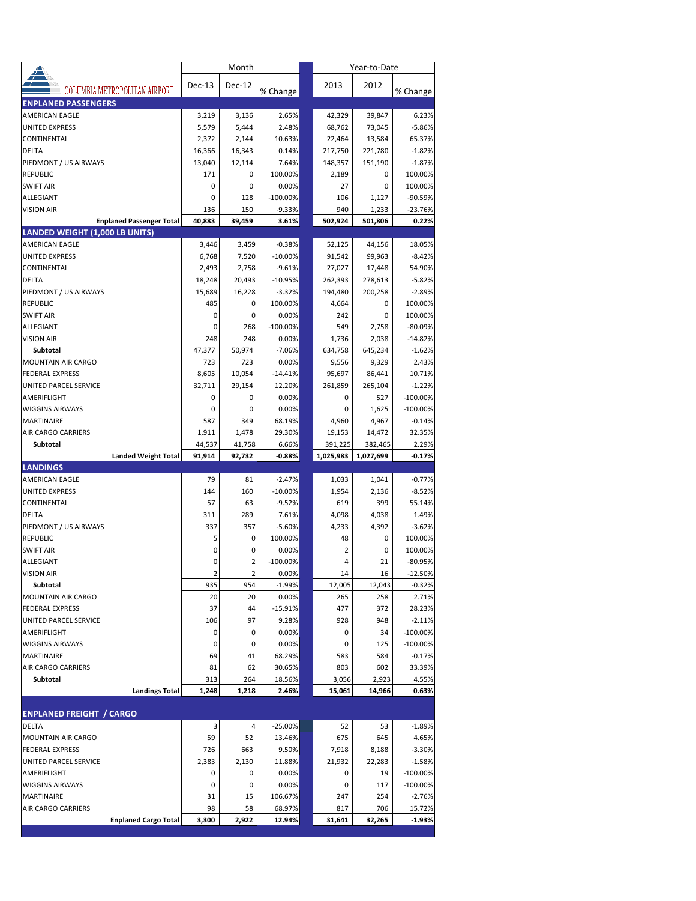| COLUMBIA METROPOLITAN AIRPORT | Month | | | Year-to-Date | | |
|---|---|---|---|---|---|---|
| | Dec-13 | Dec-12 | % Change | 2013 | 2012 | % Change |
| **ENPLANED PASSENGERS** | | | | | | |
| AMERICAN EAGLE | 3,219 | 3,136 | 2.65% | 42,329 | 39,847 | 6.23% |
| UNITED EXPRESS | 5,579 | 5,444 | 2.48% | 68,762 | 73,045 | -5.86% |
| CONTINENTAL | 2,372 | 2,144 | 10.63% | 22,464 | 13,584 | 65.37% |
| DELTA | 16,366 | 16,343 | 0.14% | 217,750 | 221,780 | -1.82% |
| PIEDMONT / US AIRWAYS | 13,040 | 12,114 | 7.64% | 148,357 | 151,190 | -1.87% |
| REPUBLIC | 171 | 0 | 100.00% | 2,189 | 0 | 100.00% |
| SWIFT AIR | 0 | 0 | 0.00% | 27 | 0 | 100.00% |
| ALLEGIANT | 0 | 128 | -100.00% | 106 | 1,127 | -90.59% |
| VISION AIR | 136 | 150 | -9.33% | 940 | 1,233 | -23.76% |
| **Enplaned Passenger Total** | **40,883** | **39,459** | **3.61%** | **502,924** | **501,806** | **0.22%** |
| **LANDED WEIGHT (1,000 LB UNITS)** | | | | | | |
| AMERICAN EAGLE | 3,446 | 3,459 | -0.38% | 52,125 | 44,156 | 18.05% |
| UNITED EXPRESS | 6,768 | 7,520 | -10.00% | 91,542 | 99,963 | -8.42% |
| CONTINENTAL | 2,493 | 2,758 | -9.61% | 27,027 | 17,448 | 54.90% |
| DELTA | 18,248 | 20,493 | -10.95% | 262,393 | 278,613 | -5.82% |
| PIEDMONT / US AIRWAYS | 15,689 | 16,228 | -3.32% | 194,480 | 200,258 | -2.89% |
| REPUBLIC | 485 | 0 | 100.00% | 4,664 | 0 | 100.00% |
| SWIFT AIR | 0 | 0 | 0.00% | 242 | 0 | 100.00% |
| ALLEGIANT | 0 | 268 | -100.00% | 549 | 2,758 | -80.09% |
| VISION AIR | 248 | 248 | 0.00% | 1,736 | 2,038 | -14.82% |
| **Subtotal** | 47,377 | 50,974 | -7.06% | 634,758 | 645,234 | -1.62% |
| MOUNTAIN AIR CARGO | 723 | 723 | 0.00% | 9,556 | 9,329 | 2.43% |
| FEDERAL EXPRESS | 8,605 | 10,054 | -14.41% | 95,697 | 86,441 | 10.71% |
| UNITED PARCEL SERVICE | 32,711 | 29,154 | 12.20% | 261,859 | 265,104 | -1.22% |
| AMERIFLIGHT | 0 | 0 | 0.00% | 0 | 527 | -100.00% |
| WIGGINS AIRWAYS | 0 | 0 | 0.00% | 0 | 1,625 | -100.00% |
| MARTINAIRE | 587 | 349 | 68.19% | 4,960 | 4,967 | -0.14% |
| AIR CARGO CARRIERS | 1,911 | 1,478 | 29.30% | 19,153 | 14,472 | 32.35% |
| **Subtotal** | 44,537 | 41,758 | 6.66% | 391,225 | 382,465 | 2.29% |
| **Landed Weight Total** | **91,914** | **92,732** | **-0.88%** | **1,025,983** | **1,027,699** | **-0.17%** |
| **LANDINGS** | | | | | | |
| AMERICAN EAGLE | 79 | 81 | -2.47% | 1,033 | 1,041 | -0.77% |
| UNITED EXPRESS | 144 | 160 | -10.00% | 1,954 | 2,136 | -8.52% |
| CONTINENTAL | 57 | 63 | -9.52% | 619 | 399 | 55.14% |
| DELTA | 311 | 289 | 7.61% | 4,098 | 4,038 | 1.49% |
| PIEDMONT / US AIRWAYS | 337 | 357 | -5.60% | 4,233 | 4,392 | -3.62% |
| REPUBLIC | 5 | 0 | 100.00% | 48 | 0 | 100.00% |
| SWIFT AIR | 0 | 0 | 0.00% | 2 | 0 | 100.00% |
| ALLEGIANT | 0 | 2 | -100.00% | 4 | 21 | -80.95% |
| VISION AIR | 2 | 2 | 0.00% | 14 | 16 | -12.50% |
| **Subtotal** | 935 | 954 | -1.99% | 12,005 | 12,043 | -0.32% |
| MOUNTAIN AIR CARGO | 20 | 20 | 0.00% | 265 | 258 | 2.71% |
| FEDERAL EXPRESS | 37 | 44 | -15.91% | 477 | 372 | 28.23% |
| UNITED PARCEL SERVICE | 106 | 97 | 9.28% | 928 | 948 | -2.11% |
| AMERIFLIGHT | 0 | 0 | 0.00% | 0 | 34 | -100.00% |
| WIGGINS AIRWAYS | 0 | 0 | 0.00% | 0 | 125 | -100.00% |
| MARTINAIRE | 69 | 41 | 68.29% | 583 | 584 | -0.17% |
| AIR CARGO CARRIERS | 81 | 62 | 30.65% | 803 | 602 | 33.39% |
| **Subtotal** | 313 | 264 | 18.56% | 3,056 | 2,923 | 4.55% |
| **Landings Total** | **1,248** | **1,218** | **2.46%** | **15,061** | **14,966** | **0.63%** |
| **ENPLANED FREIGHT / CARGO** | | | | | | |
| DELTA | 3 | 4 | -25.00% | 52 | 53 | -1.89% |
| MOUNTAIN AIR CARGO | 59 | 52 | 13.46% | 675 | 645 | 4.65% |
| FEDERAL EXPRESS | 726 | 663 | 9.50% | 7,918 | 8,188 | -3.30% |
| UNITED PARCEL SERVICE | 2,383 | 2,130 | 11.88% | 21,932 | 22,283 | -1.58% |
| AMERIFLIGHT | 0 | 0 | 0.00% | 0 | 19 | -100.00% |
| WIGGINS AIRWAYS | 0 | 0 | 0.00% | 0 | 117 | -100.00% |
| MARTINAIRE | 31 | 15 | 106.67% | 247 | 254 | -2.76% |
| AIR CARGO CARRIERS | 98 | 58 | 68.97% | 817 | 706 | 15.72% |
| **Enplaned Cargo Total** | **3,300** | **2,922** | **12.94%** | **31,641** | **32,265** | **-1.93%** |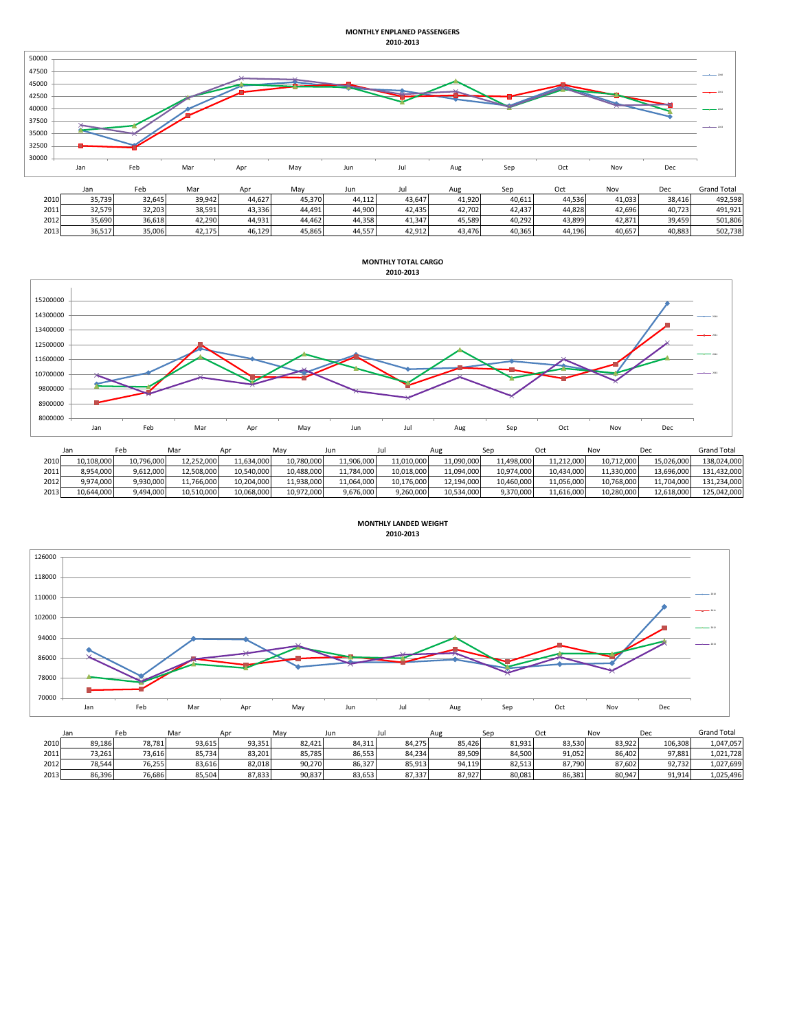## MONTHLY ENPLANED PASSENGERS
### 2010-2013

| | Jan | Feb | Mar | Apr | May | Jun | Jul | Aug | Sep | Oct | Nov | Dec | Grand Total |
|---|---|---|---|---|---|---|---|---|---|---|---|---|---|
| 2010 | 35,739 | 32,645 | 39,942 | 44,627 | 45,370 | 44,112 | 43,647 | 41,920 | 40,611 | 44,536 | 41,033 | 38,416 | 492,598 |
| 2011 | 32,579 | 32,203 | 38,591 | 43,336 | 44,491 | 44,900 | 42,435 | 42,702 | 42,437 | 44,828 | 42,696 | 40,723 | 491,921 |
| 2012 | 35,690 | 36,618 | 42,290 | 44,931 | 44,462 | 44,358 | 41,347 | 45,589 | 40,292 | 43,899 | 42,871 | 39,459 | 501,806 |
| 2013 | 36,517 | 35,006 | 42,175 | 46,129 | 45,865 | 44,557 | 42,912 | 43,476 | 40,365 | 44,196 | 40,657 | 40,883 | 502,738 |

## MONTHLY TOTAL CARGO
### 2010-2013

| | Jan | Feb | Mar | Apr | May | Jun | Jul | Aug | Sep | Oct | Nov | Dec | Grand Total |
|---|---|---|---|---|---|---|---|---|---|---|---|---|---|
| 2010 | 10,108,000 | 10,796,000 | 12,252,000 | 11,634,000 | 10,780,000 | 11,906,000 | 11,010,000 | 11,090,000 | 11,498,000 | 11,212,000 | 10,712,000 | 15,026,000 | 138,024,000 |
| 2011 | 8,954,000 | 9,612,000 | 12,508,000 | 10,540,000 | 10,488,000 | 11,784,000 | 10,018,000 | 11,094,000 | 10,974,000 | 10,434,000 | 11,330,000 | 13,696,000 | 131,432,000 |
| 2012 | 9,974,000 | 9,930,000 | 11,766,000 | 10,204,000 | 11,938,000 | 11,064,000 | 10,176,000 | 12,194,000 | 10,460,000 | 11,056,000 | 10,768,000 | 11,704,000 | 131,234,000 |
| 2013 | 10,644,000 | 9,494,000 | 10,510,000 | 10,068,000 | 10,972,000 | 9,676,000 | 9,260,000 | 10,534,000 | 9,370,000 | 11,616,000 | 10,280,000 | 12,618,000 | 125,042,000 |

## MONTHLY LANDED WEIGHT
### 2010-2013

| | Jan | Feb | Mar | Apr | May | Jun | Jul | Aug | Sep | Oct | Nov | Dec | Grand Total |
|---|---|---|---|---|---|---|---|---|---|---|---|---|---|
| 2010 | 89,186 | 78,781 | 93,615 | 93,351 | 82,421 | 84,311 | 84,275 | 85,426 | 81,931 | 83,530 | 83,922 | 106,308 | 1,047,057 |
| 2011 | 73,261 | 73,616 | 85,734 | 83,201 | 85,785 | 86,553 | 84,234 | 89,509 | 84,500 | 91,052 | 86,402 | 97,881 | 1,021,728 |
| 2012 | 78,544 | 76,255 | 83,616 | 82,018 | 90,270 | 86,327 | 85,913 | 94,119 | 82,513 | 87,790 | 87,602 | 92,732 | 1,027,699 |
| 2013 | 86,396 | 76,686 | 85,504 | 87,833 | 90,837 | 83,653 | 87,337 | 87,927 | 80,081 | 86,381 | 80,947 | 91,914 | 1,025,496 |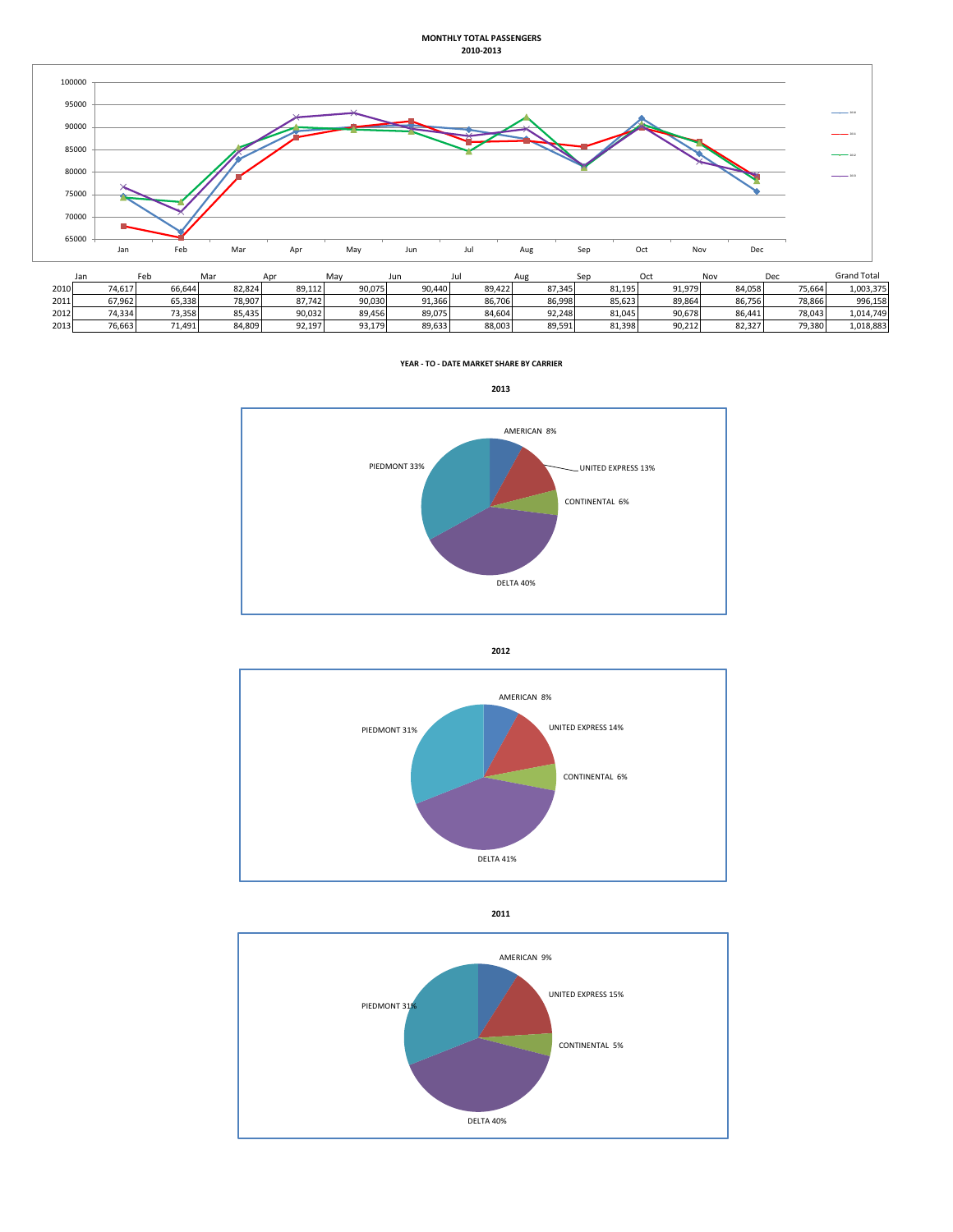**MONTHLY TOTAL PASSENGERS**
**2010-2013**

100000
95000
90000
85000
80000
75000
70000
65000

Jan Feb Mar Apr May Jun Jul Aug Sep Oct Nov Dec

2010
2011
2012
2013

| | Jan | Feb | Mar | Apr | May | Jun | Jul | Aug | Sep | Oct | Nov | Dec | Grand Total |
|---|---|---|---|---|---|---|---|---|---|---|---|---|---|
| 2010 | 74,617 | 66,644 | 82,824 | 89,112 | 90,075 | 90,440 | 89,422 | 87,345 | 81,195 | 91,979 | 84,058 | 75,664 | 1,003,375 |
| 2011 | 67,962 | 65,338 | 78,907 | 87,742 | 90,030 | 91,366 | 86,706 | 86,998 | 85,623 | 89,864 | 86,756 | 78,866 | 996,158 |
| 2012 | 74,334 | 73,358 | 85,435 | 90,032 | 89,456 | 89,075 | 84,604 | 92,248 | 81,045 | 90,678 | 86,441 | 78,043 | 1,014,749 |
| 2013 | 76,663 | 71,491 | 84,809 | 92,197 | 93,179 | 89,633 | 88,003 | 89,591 | 81,398 | 90,212 | 82,327 | 79,380 | 1,018,883 |

**YEAR - TO - DATE MARKET SHARE BY CARRIER**

**2013**

AMERICAN 8%
UNITED EXPRESS 13%
CONTINENTAL 6%
DELTA 40%
PIEDMONT 33%

**2012**

AMERICAN 8%
UNITED EXPRESS 14%
CONTINENTAL 6%
DELTA 41%
PIEDMONT 31%

**2011**

AMERICAN 9%
UNITED EXPRESS 15%
CONTINENTAL 5%
DELTA 40%
PIEDMONT 31%